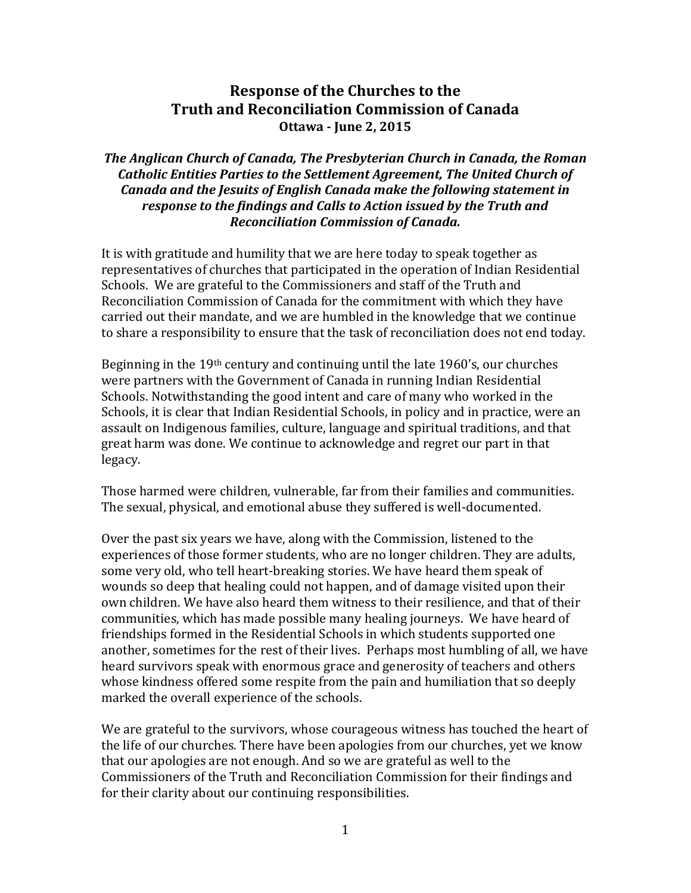# Response of the Churches to the Truth and Reconciliation Commission of Canada

**Ottawa - June 2, 2015**

***The Anglican Church of Canada, The Presbyterian Church in Canada, the Roman Catholic Entities Parties to the Settlement Agreement, The United Church of Canada and the Jesuits of English Canada make the following statement in response to the findings and Calls to Action issued by the Truth and Reconciliation Commission of Canada.***

It is with gratitude and humility that we are here today to speak together as representatives of churches that participated in the operation of Indian Residential Schools. We are grateful to the Commissioners and staff of the Truth and Reconciliation Commission of Canada for the commitment with which they have carried out their mandate, and we are humbled in the knowledge that we continue to share a responsibility to ensure that the task of reconciliation does not end today.

Beginning in the 19th century and continuing until the late 1960's, our churches were partners with the Government of Canada in running Indian Residential Schools. Notwithstanding the good intent and care of many who worked in the Schools, it is clear that Indian Residential Schools, in policy and in practice, were an assault on Indigenous families, culture, language and spiritual traditions, and that great harm was done. We continue to acknowledge and regret our part in that legacy.

Those harmed were children, vulnerable, far from their families and communities. The sexual, physical, and emotional abuse they suffered is well-documented.

Over the past six years we have, along with the Commission, listened to the experiences of those former students, who are no longer children. They are adults, some very old, who tell heart-breaking stories. We have heard them speak of wounds so deep that healing could not happen, and of damage visited upon their own children. We have also heard them witness to their resilience, and that of their communities, which has made possible many healing journeys. We have heard of friendships formed in the Residential Schools in which students supported one another, sometimes for the rest of their lives. Perhaps most humbling of all, we have heard survivors speak with enormous grace and generosity of teachers and others whose kindness offered some respite from the pain and humiliation that so deeply marked the overall experience of the schools.

We are grateful to the survivors, whose courageous witness has touched the heart of the life of our churches. There have been apologies from our churches, yet we know that our apologies are not enough. And so we are grateful as well to the Commissioners of the Truth and Reconciliation Commission for their findings and for their clarity about our continuing responsibilities.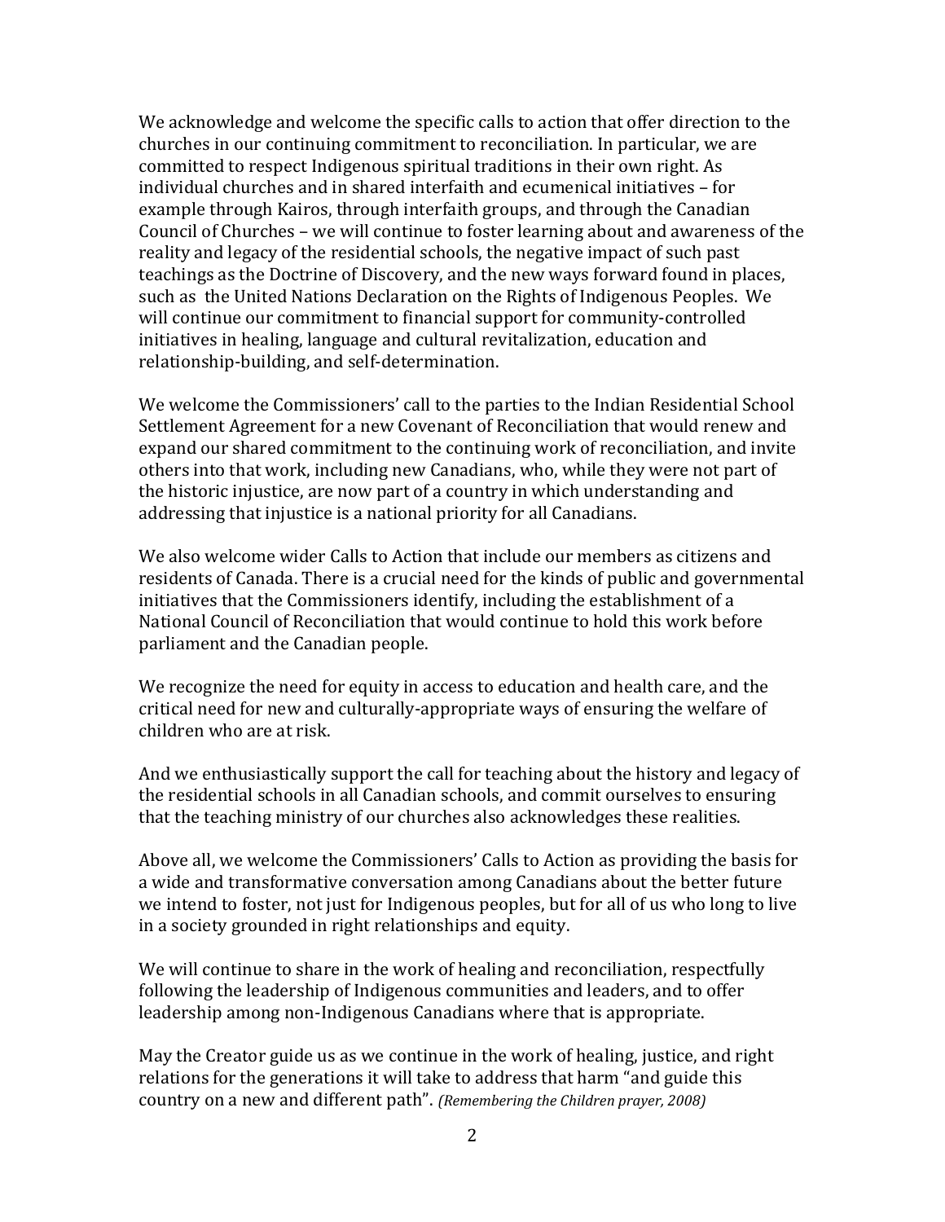We acknowledge and welcome the specific calls to action that offer direction to the churches in our continuing commitment to reconciliation. In particular, we are committed to respect Indigenous spiritual traditions in their own right. As individual churches and in shared interfaith and ecumenical initiatives – for example through Kairos, through interfaith groups, and through the Canadian Council of Churches – we will continue to foster learning about and awareness of the reality and legacy of the residential schools, the negative impact of such past teachings as the Doctrine of Discovery, and the new ways forward found in places, such as the United Nations Declaration on the Rights of Indigenous Peoples. We will continue our commitment to financial support for community-controlled initiatives in healing, language and cultural revitalization, education and relationship-building, and self-determination.

We welcome the Commissioners' call to the parties to the Indian Residential School Settlement Agreement for a new Covenant of Reconciliation that would renew and expand our shared commitment to the continuing work of reconciliation, and invite others into that work, including new Canadians, who, while they were not part of the historic injustice, are now part of a country in which understanding and addressing that injustice is a national priority for all Canadians.

We also welcome wider Calls to Action that include our members as citizens and residents of Canada. There is a crucial need for the kinds of public and governmental initiatives that the Commissioners identify, including the establishment of a National Council of Reconciliation that would continue to hold this work before parliament and the Canadian people.

We recognize the need for equity in access to education and health care, and the critical need for new and culturally-appropriate ways of ensuring the welfare of children who are at risk.

And we enthusiastically support the call for teaching about the history and legacy of the residential schools in all Canadian schools, and commit ourselves to ensuring that the teaching ministry of our churches also acknowledges these realities.

Above all, we welcome the Commissioners' Calls to Action as providing the basis for a wide and transformative conversation among Canadians about the better future we intend to foster, not just for Indigenous peoples, but for all of us who long to live in a society grounded in right relationships and equity.

We will continue to share in the work of healing and reconciliation, respectfully following the leadership of Indigenous communities and leaders, and to offer leadership among non-Indigenous Canadians where that is appropriate.

May the Creator guide us as we continue in the work of healing, justice, and right relations for the generations it will take to address that harm "and guide this country on a new and different path". *(Remembering the Children prayer, 2008)*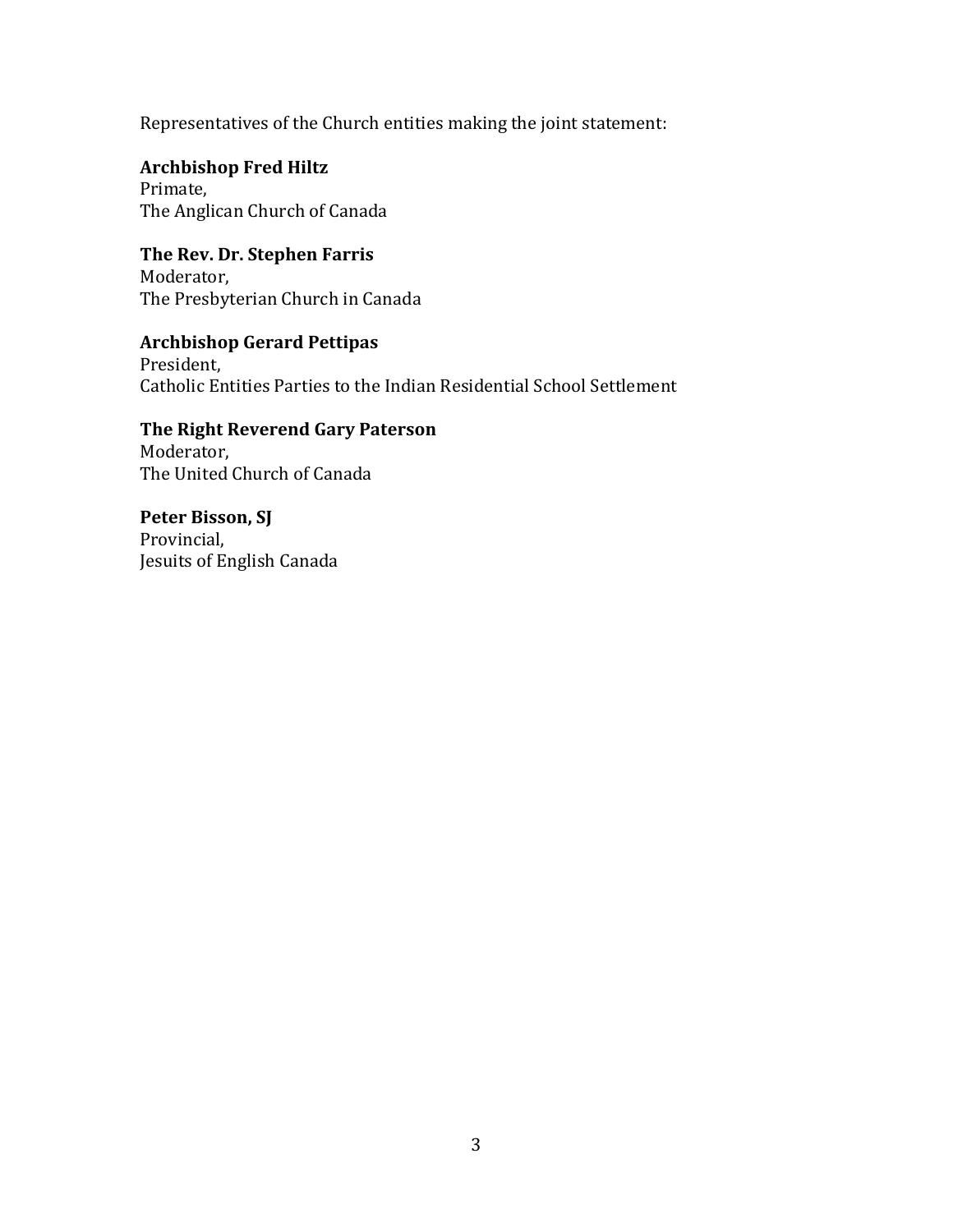Representatives of the Church entities making the joint statement:

**Archbishop Fred Hiltz**
Primate,
The Anglican Church of Canada

**The Rev. Dr. Stephen Farris**
Moderator,
The Presbyterian Church in Canada

**Archbishop Gerard Pettipas**
President,
Catholic Entities Parties to the Indian Residential School Settlement

**The Right Reverend Gary Paterson**
Moderator,
The United Church of Canada

**Peter Bisson, SJ**
Provincial,
Jesuits of English Canada